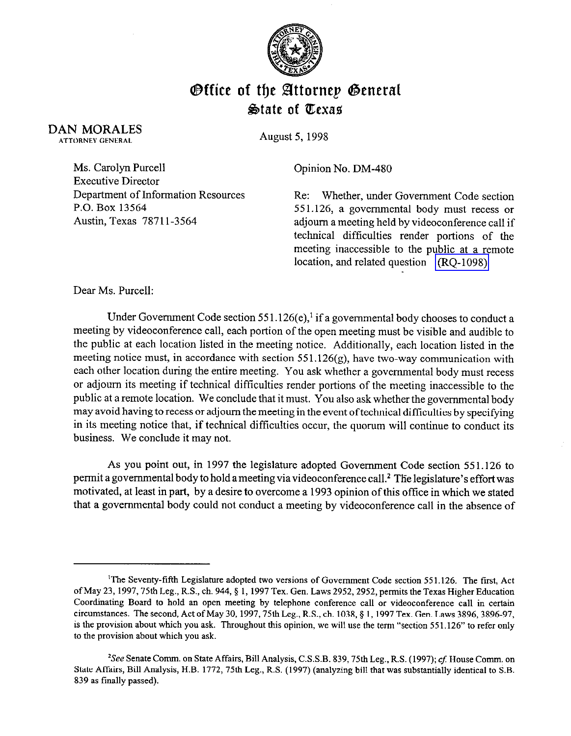# Office of the Attorney General
## State of Texas

DAN MORALES
ATTORNEY GENERAL

August 5, 1998

Ms. Carolyn Purcell
Executive Director
Department of Information Resources
P.O. Box 13564
Austin, Texas 78711-3564

Opinion No. DM-480

Re: Whether, under Government Code section 551.126, a governmental body must recess or adjourn a meeting held by videoconference call if technical difficulties render portions of the meeting inaccessible to the public at a remote location, and related question (RQ-1098)

Dear Ms. Purcell:

Under Government Code section 551.126(e),[1] if a governmental body chooses to conduct a meeting by videoconference call, each portion of the open meeting must be visible and audible to the public at each location listed in the meeting notice. Additionally, each location listed in the meeting notice must, in accordance with section 551.126(g), have two-way communication with each other location during the entire meeting. You ask whether a governmental body must recess or adjourn its meeting if technical difficulties render portions of the meeting inaccessible to the public at a remote location. We conclude that it must. You also ask whether the governmental body may avoid having to recess or adjourn the meeting in the event of technical difficulties by specifying in its meeting notice that, if technical difficulties occur, the quorum will continue to conduct its business. We conclude it may not.

As you point out, in 1997 the legislature adopted Government Code section 551.126 to permit a governmental body to hold a meeting via videoconference call.[2] The legislature's effort was motivated, at least in part, by a desire to overcome a 1993 opinion of this office in which we stated that a governmental body could not conduct a meeting by videoconference call in the absence of

---

[1]The Seventy-fifth Legislature adopted two versions of Government Code section 551.126. The first, Act of May 23, 1997, 75th Leg., R.S., ch. 944, § 1, 1997 Tex. Gen. Laws 2952, 2952, permits the Texas Higher Education Coordinating Board to hold an open meeting by telephone conference call or videoconference call in certain circumstances. The second, Act of May 30, 1997, 75th Leg., R.S., ch. 1038, § 1, 1997 Tex. Gen. Laws 3896, 3896-97, is the provision about which you ask. Throughout this opinion, we will use the term "section 551.126" to refer only to the provision about which you ask.

[2]*See* Senate Comm. on State Affairs, Bill Analysis, C.S.S.B. 839, 75th Leg., R.S. (1997); *cf.* House Comm. on State Affairs, Bill Analysis, H.B. 1772, 75th Leg., R.S. (1997) (analyzing bill that was substantially identical to S.B. 839 as finally passed).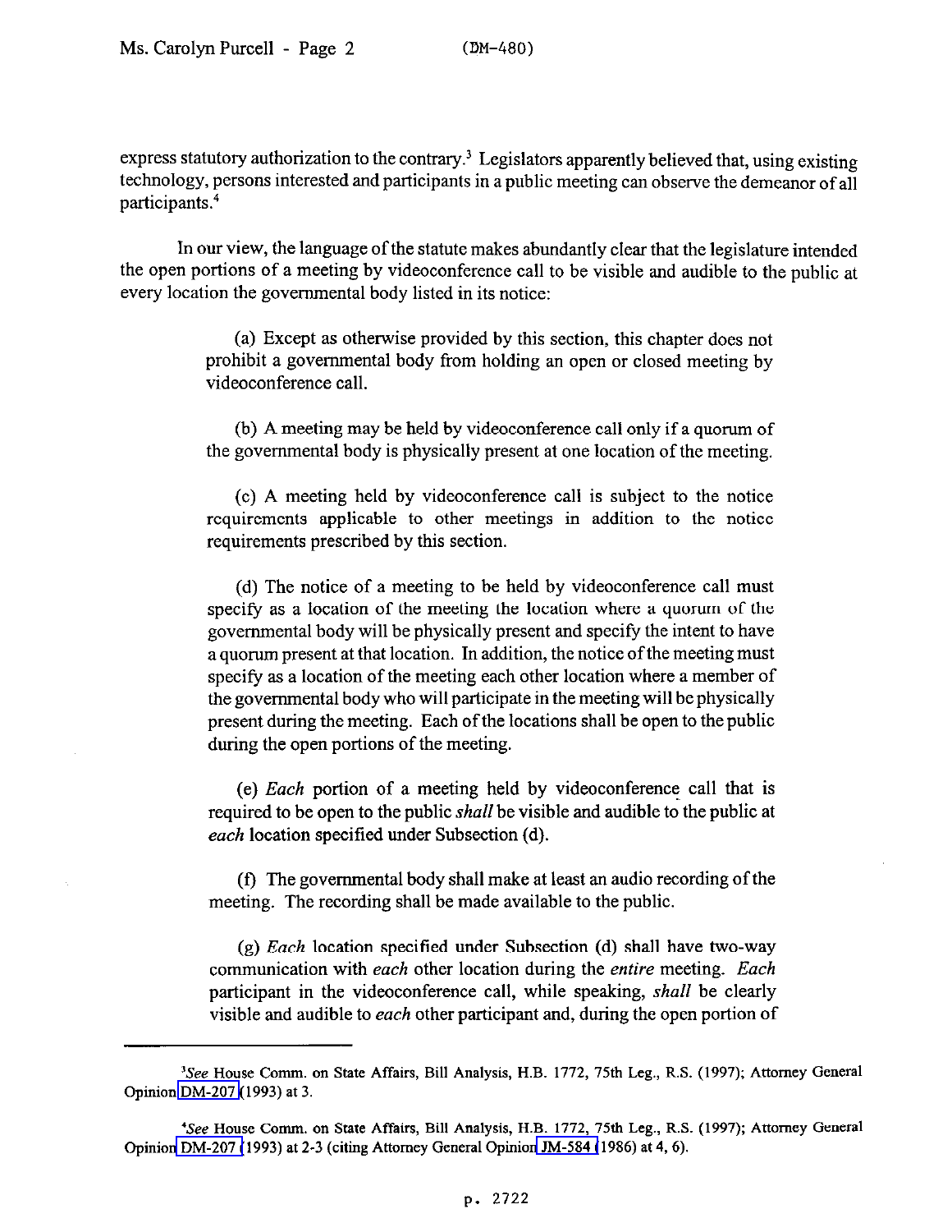express statutory authorization to the contrary.[3] Legislators apparently believed that, using existing technology, persons interested and participants in a public meeting can observe the demeanor of all participants.[4]

In our view, the language of the statute makes abundantly clear that the legislature intended the open portions of a meeting by videoconference call to be visible and audible to the public at every location the governmental body listed in its notice:

> (a) Except as otherwise provided by this section, this chapter does not prohibit a governmental body from holding an open or closed meeting by videoconference call.
>
> (b) A meeting may be held by videoconference call only if a quorum of the governmental body is physically present at one location of the meeting.
>
> (c) A meeting held by videoconference call is subject to the notice requirements applicable to other meetings in addition to the notice requirements prescribed by this section.
>
> (d) The notice of a meeting to be held by videoconference call must specify as a location of the meeting the location where a quorum of the governmental body will be physically present and specify the intent to have a quorum present at that location. In addition, the notice of the meeting must specify as a location of the meeting each other location where a member of the governmental body who will participate in the meeting will be physically present during the meeting. Each of the locations shall be open to the public during the open portions of the meeting.
>
> (e) *Each* portion of a meeting held by videoconference call that is required to be open to the public *shall* be visible and audible to the public at *each* location specified under Subsection (d).
>
> (f) The governmental body shall make at least an audio recording of the meeting. The recording shall be made available to the public.
>
> (g) *Each* location specified under Subsection (d) shall have two-way communication with *each* other location during the *entire* meeting. *Each* participant in the videoconference call, while speaking, *shall* be clearly visible and audible to *each* other participant and, during the open portion of

---

[3] *See* House Comm. on State Affairs, Bill Analysis, H.B. 1772, 75th Leg., R.S. (1997); Attorney General Opinion DM-207 (1993) at 3.

[4] *See* House Comm. on State Affairs, Bill Analysis, H.B. 1772, 75th Leg., R.S. (1997); Attorney General Opinion DM-207 (1993) at 2-3 (citing Attorney General Opinion JM-584 (1986) at 4, 6).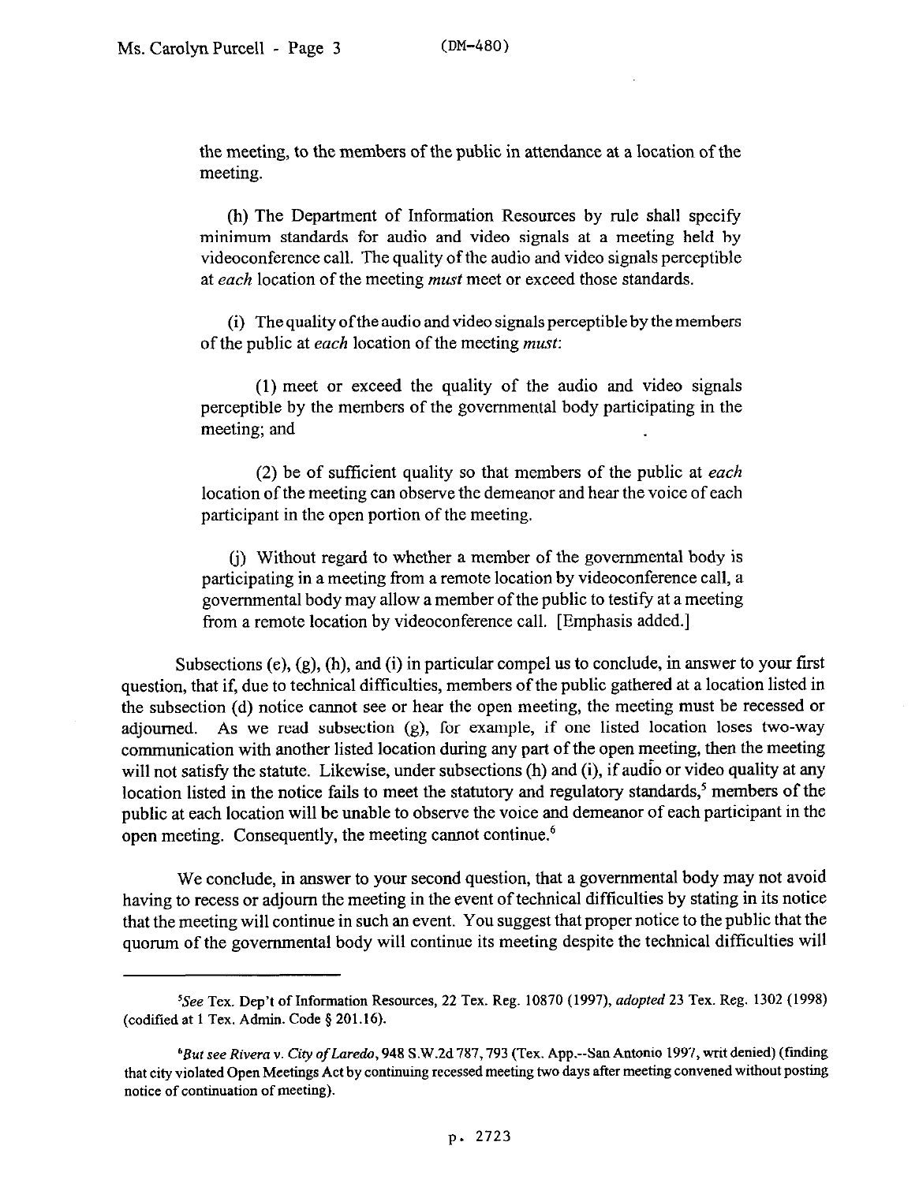the meeting, to the members of the public in attendance at a location of the meeting.

> (h) The Department of Information Resources by rule shall specify minimum standards for audio and video signals at a meeting held by videoconference call. The quality of the audio and video signals perceptible at *each* location of the meeting *must* meet or exceed those standards.
>
> (i) The quality of the audio and video signals perceptible by the members of the public at *each* location of the meeting *must*:
>
> (1) meet or exceed the quality of the audio and video signals perceptible by the members of the governmental body participating in the meeting; and
>
> (2) be of sufficient quality so that members of the public at *each* location of the meeting can observe the demeanor and hear the voice of each participant in the open portion of the meeting.
>
> (j) Without regard to whether a member of the governmental body is participating in a meeting from a remote location by videoconference call, a governmental body may allow a member of the public to testify at a meeting from a remote location by videoconference call. [Emphasis added.]

Subsections (e), (g), (h), and (i) in particular compel us to conclude, in answer to your first question, that if, due to technical difficulties, members of the public gathered at a location listed in the subsection (d) notice cannot see or hear the open meeting, the meeting must be recessed or adjourned. As we read subsection (g), for example, if one listed location loses two-way communication with another listed location during any part of the open meeting, then the meeting will not satisfy the statute. Likewise, under subsections (h) and (i), if audio or video quality at any location listed in the notice fails to meet the statutory and regulatory standards,[5] members of the public at each location will be unable to observe the voice and demeanor of each participant in the open meeting. Consequently, the meeting cannot continue.[6]

We conclude, in answer to your second question, that a governmental body may not avoid having to recess or adjourn the meeting in the event of technical difficulties by stating in its notice that the meeting will continue in such an event. You suggest that proper notice to the public that the quorum of the governmental body will continue its meeting despite the technical difficulties will

---

[5]*See* Tex. Dep't of Information Resources, 22 Tex. Reg. 10870 (1997), *adopted* 23 Tex. Reg. 1302 (1998) (codified at 1 Tex. Admin. Code § 201.16).

[6]*But see Rivera v. City of Laredo*, 948 S.W.2d 787, 793 (Tex. App.--San Antonio 1997, writ denied) (finding that city violated Open Meetings Act by continuing recessed meeting two days after meeting convened without posting notice of continuation of meeting).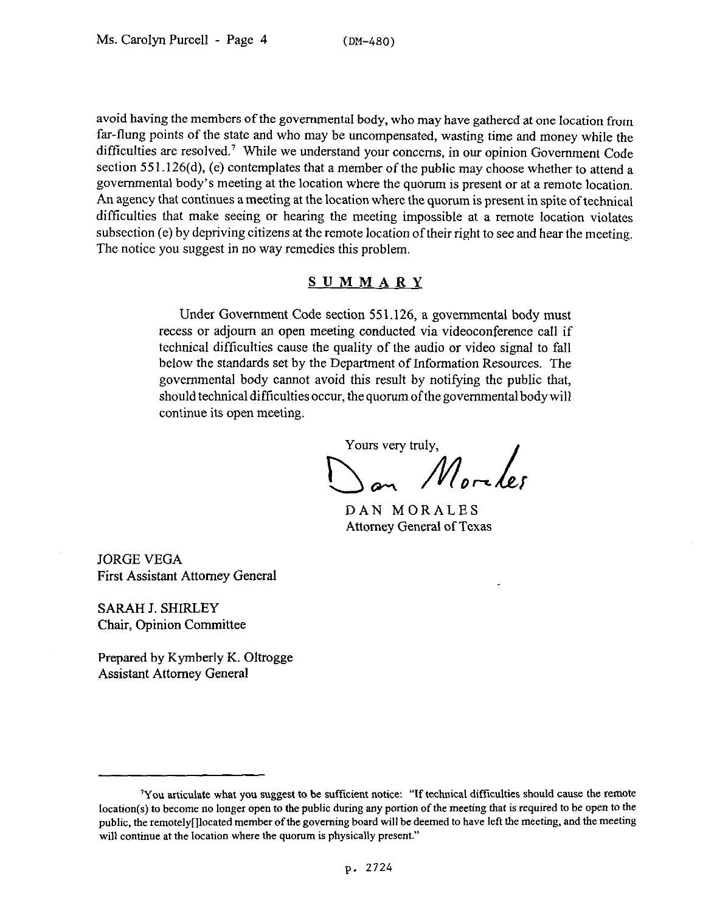avoid having the members of the governmental body, who may have gathered at one location from far-flung points of the state and who may be uncompensated, wasting time and money while the difficulties are resolved.[7] While we understand your concerns, in our opinion Government Code section 551.126(d), (e) contemplates that a member of the public may choose whether to attend a governmental body's meeting at the location where the quorum is present or at a remote location. An agency that continues a meeting at the location where the quorum is present in spite of technical difficulties that make seeing or hearing the meeting impossible at a remote location violates subsection (e) by depriving citizens at the remote location of their right to see and hear the meeting. The notice you suggest in no way remedies this problem.

## SUMMARY

Under Government Code section 551.126, a governmental body must recess or adjourn an open meeting conducted via videoconference call if technical difficulties cause the quality of the audio or video signal to fall below the standards set by the Department of Information Resources. The governmental body cannot avoid this result by notifying the public that, should technical difficulties occur, the quorum of the governmental body will continue its open meeting.

Yours very truly,

Dan Morales

DAN MORALES
Attorney General of Texas

JORGE VEGA
First Assistant Attorney General

SARAH J. SHIRLEY
Chair, Opinion Committee

Prepared by Kymberly K. Oltrogge
Assistant Attorney General

---

[7] You articulate what you suggest to be sufficient notice: "If technical difficulties should cause the remote location(s) to become no longer open to the public during any portion of the meeting that is required to be open to the public, the remotely[]located member of the governing board will be deemed to have left the meeting, and the meeting will continue at the location where the quorum is physically present."